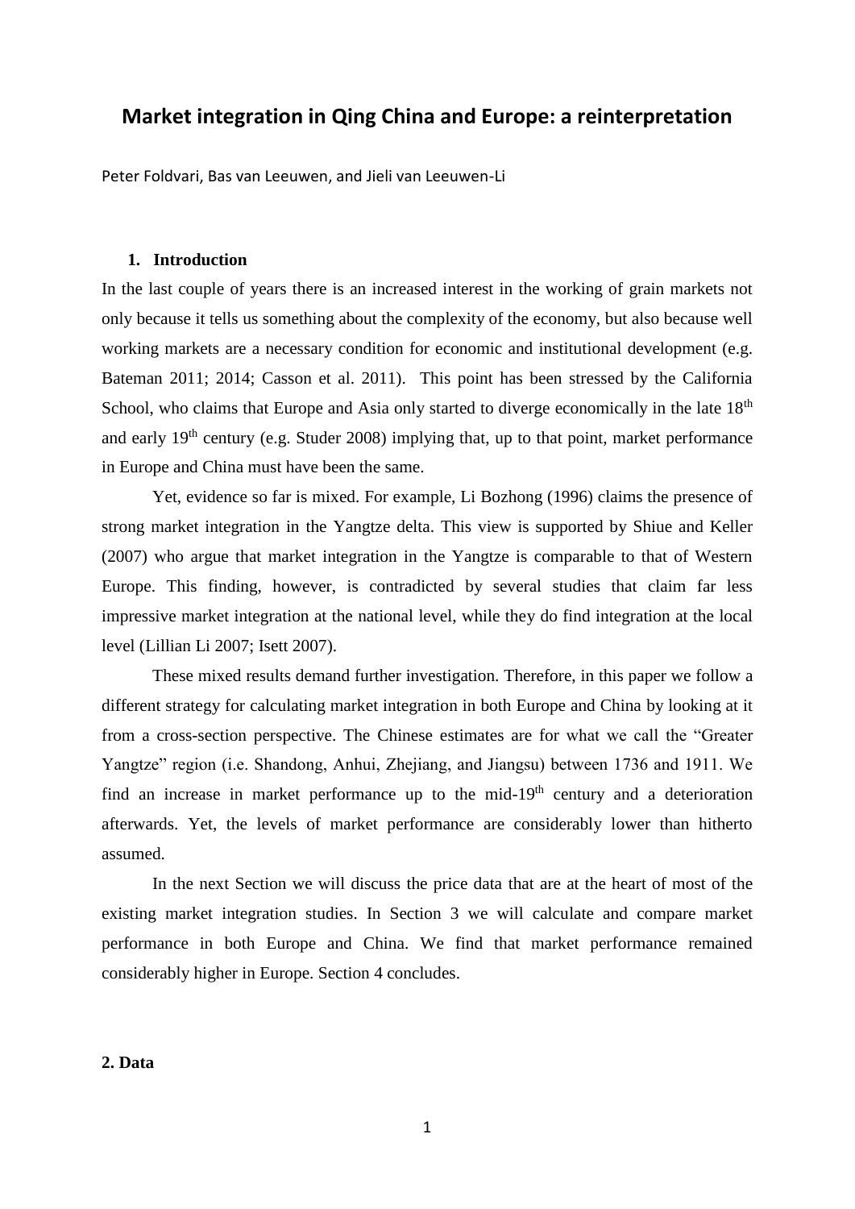# Market integration in Qing China and Europe: a reinterpretation

Peter Foldvari, Bas van Leeuwen, and Jieli van Leeuwen-Li

## 1. Introduction

In the last couple of years there is an increased interest in the working of grain markets not only because it tells us something about the complexity of the economy, but also because well working markets are a necessary condition for economic and institutional development (e.g. Bateman 2011; 2014; Casson et al. 2011). This point has been stressed by the California School, who claims that Europe and Asia only started to diverge economically in the late 18th and early 19th century (e.g. Studer 2008) implying that, up to that point, market performance in Europe and China must have been the same.

Yet, evidence so far is mixed. For example, Li Bozhong (1996) claims the presence of strong market integration in the Yangtze delta. This view is supported by Shiue and Keller (2007) who argue that market integration in the Yangtze is comparable to that of Western Europe. This finding, however, is contradicted by several studies that claim far less impressive market integration at the national level, while they do find integration at the local level (Lillian Li 2007; Isett 2007).

These mixed results demand further investigation. Therefore, in this paper we follow a different strategy for calculating market integration in both Europe and China by looking at it from a cross-section perspective. The Chinese estimates are for what we call the "Greater Yangtze" region (i.e. Shandong, Anhui, Zhejiang, and Jiangsu) between 1736 and 1911. We find an increase in market performance up to the mid-19th century and a deterioration afterwards. Yet, the levels of market performance are considerably lower than hitherto assumed.

In the next Section we will discuss the price data that are at the heart of most of the existing market integration studies. In Section 3 we will calculate and compare market performance in both Europe and China. We find that market performance remained considerably higher in Europe. Section 4 concludes.

## 2. Data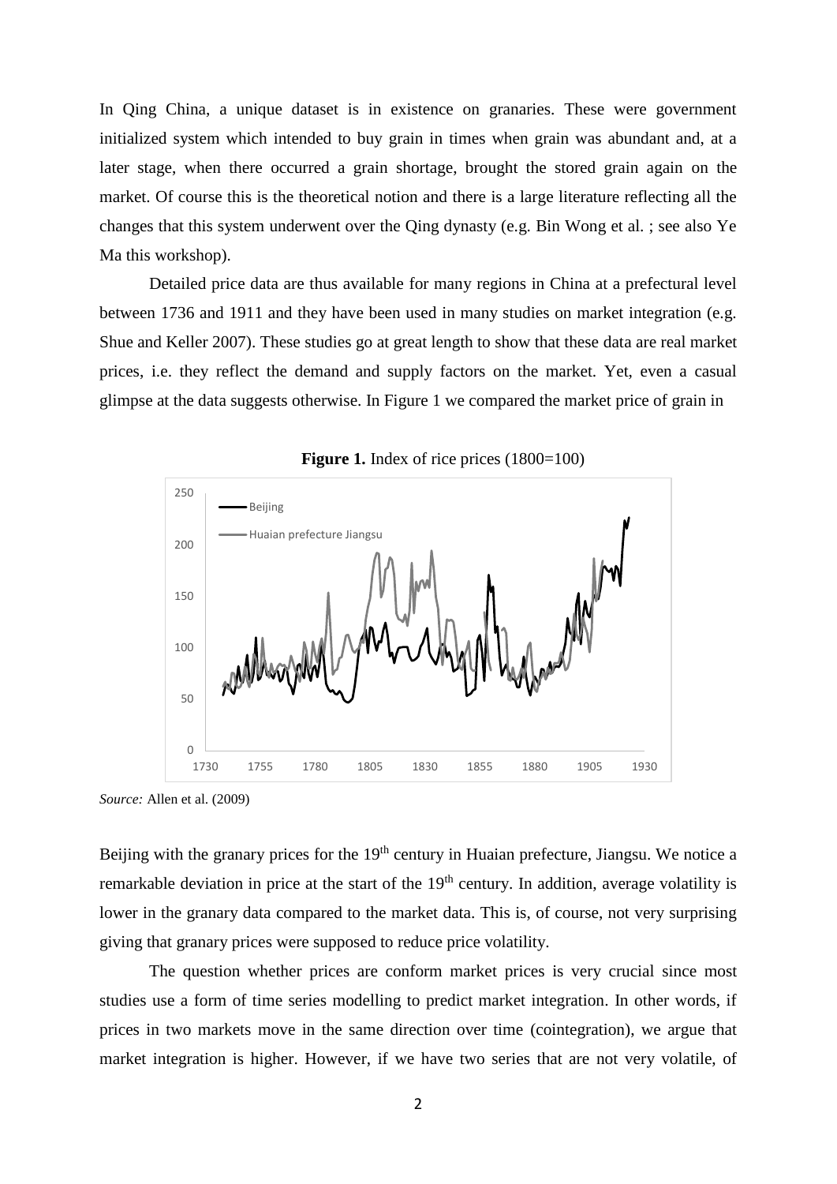In Qing China, a unique dataset is in existence on granaries. These were government initialized system which intended to buy grain in times when grain was abundant and, at a later stage, when there occurred a grain shortage, brought the stored grain again on the market. Of course this is the theoretical notion and there is a large literature reflecting all the changes that this system underwent over the Qing dynasty (e.g. Bin Wong et al. ; see also Ye Ma this workshop).

Detailed price data are thus available for many regions in China at a prefectural level between 1736 and 1911 and they have been used in many studies on market integration (e.g. Shue and Keller 2007). These studies go at great length to show that these data are real market prices, i.e. they reflect the demand and supply factors on the market. Yet, even a casual glimpse at the data suggests otherwise. In Figure 1 we compared the market price of grain in

**Figure 1.** Index of rice prices (1800=100)

*Source:* Allen et al. (2009)

Beijing with the granary prices for the 19th century in Huaian prefecture, Jiangsu. We notice a remarkable deviation in price at the start of the 19th century. In addition, average volatility is lower in the granary data compared to the market data. This is, of course, not very surprising giving that granary prices were supposed to reduce price volatility.

The question whether prices are conform market prices is very crucial since most studies use a form of time series modelling to predict market integration. In other words, if prices in two markets move in the same direction over time (cointegration), we argue that market integration is higher. However, if we have two series that are not very volatile, of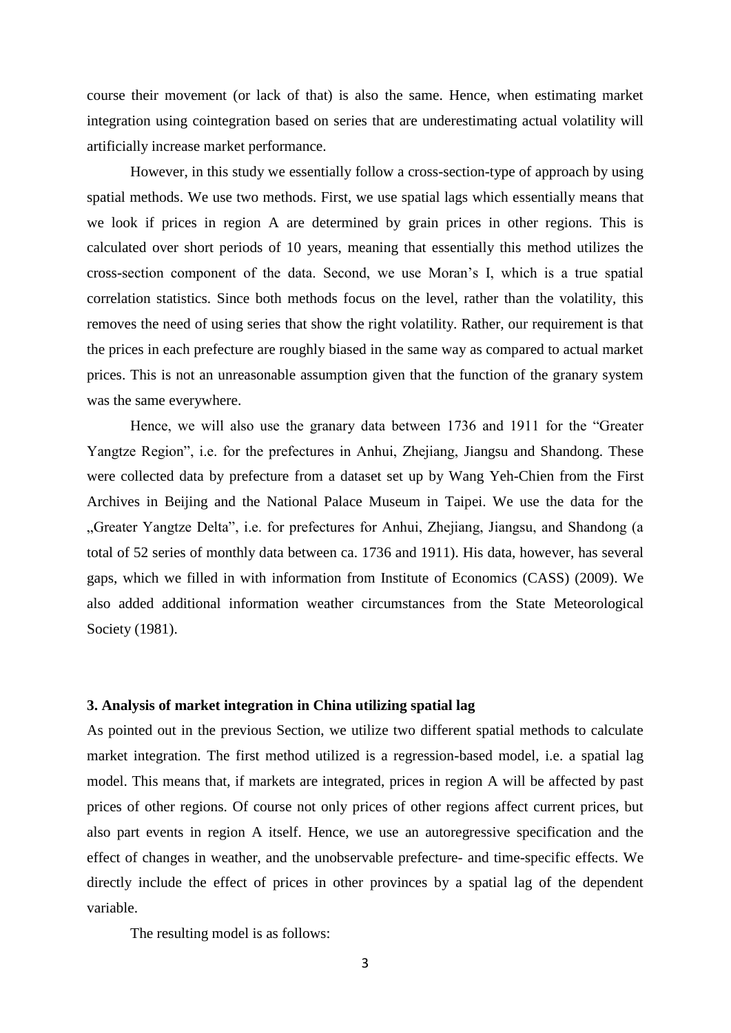course their movement (or lack of that) is also the same. Hence, when estimating market integration using cointegration based on series that are underestimating actual volatility will artificially increase market performance.

However, in this study we essentially follow a cross-section-type of approach by using spatial methods. We use two methods. First, we use spatial lags which essentially means that we look if prices in region A are determined by grain prices in other regions. This is calculated over short periods of 10 years, meaning that essentially this method utilizes the cross-section component of the data. Second, we use Moran's I, which is a true spatial correlation statistics. Since both methods focus on the level, rather than the volatility, this removes the need of using series that show the right volatility. Rather, our requirement is that the prices in each prefecture are roughly biased in the same way as compared to actual market prices. This is not an unreasonable assumption given that the function of the granary system was the same everywhere.

Hence, we will also use the granary data between 1736 and 1911 for the "Greater Yangtze Region", i.e. for the prefectures in Anhui, Zhejiang, Jiangsu and Shandong. These were collected data by prefecture from a dataset set up by Wang Yeh-Chien from the First Archives in Beijing and the National Palace Museum in Taipei. We use the data for the „Greater Yangtze Delta", i.e. for prefectures for Anhui, Zhejiang, Jiangsu, and Shandong (a total of 52 series of monthly data between ca. 1736 and 1911). His data, however, has several gaps, which we filled in with information from Institute of Economics (CASS) (2009). We also added additional information weather circumstances from the State Meteorological Society (1981).

### 3. Analysis of market integration in China utilizing spatial lag

As pointed out in the previous Section, we utilize two different spatial methods to calculate market integration. The first method utilized is a regression-based model, i.e. a spatial lag model. This means that, if markets are integrated, prices in region A will be affected by past prices of other regions. Of course not only prices of other regions affect current prices, but also part events in region A itself. Hence, we use an autoregressive specification and the effect of changes in weather, and the unobservable prefecture- and time-specific effects. We directly include the effect of prices in other provinces by a spatial lag of the dependent variable.

The resulting model is as follows: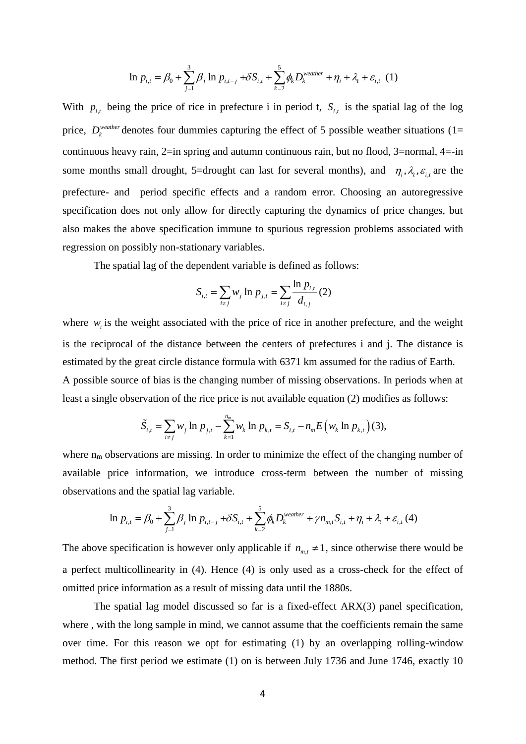$$\ln p_{i,t} = \beta_0 + \sum_{j=1}^{3} \beta_j \ln p_{i,t-j} + \delta S_{i,t} + \sum_{k=2}^{5} \phi_k D_k^{weather} + \eta_i + \lambda_t + \varepsilon_{i,t} \quad (1)$$

With $p_{i,t}$ being the price of rice in prefecture i in period t, $S_{i,t}$ is the spatial lag of the log price, $D_k^{weather}$ denotes four dummies capturing the effect of 5 possible weather situations (1= continuous heavy rain, 2=in spring and autumn continuous rain, but no flood, 3=normal, 4=-in some months small drought, 5=drought can last for several months), and $\eta_i, \lambda_t, \varepsilon_{i,t}$ are the prefecture- and period specific effects and a random error. Choosing an autoregressive specification does not only allow for directly capturing the dynamics of price changes, but also makes the above specification immune to spurious regression problems associated with regression on possibly non-stationary variables.

The spatial lag of the dependent variable is defined as follows:

$$S_{i,t} = \sum_{i \neq j} w_j \ln p_{j,t} = \sum_{i \neq j} \frac{\ln p_{i,t}}{d_{i,j}} \quad (2)$$

where $w_i$ is the weight associated with the price of rice in another prefecture, and the weight is the reciprocal of the distance between the centers of prefectures i and j. The distance is estimated by the great circle distance formula with 6371 km assumed for the radius of Earth. A possible source of bias is the changing number of missing observations. In periods when at least a single observation of the rice price is not available equation (2) modifies as follows:

$$\tilde{S}_{i,t} = \sum_{i \neq j} w_j \ln p_{j,t} - \sum_{k=1}^{n_m} w_k \ln p_{k,t} = S_{i,t} - n_m E\left(w_k \ln p_{k,t}\right) \quad (3),$$

where $n_m$ observations are missing. In order to minimize the effect of the changing number of available price information, we introduce cross-term between the number of missing observations and the spatial lag variable.

$$\ln p_{i,t} = \beta_0 + \sum_{j=1}^{3} \beta_j \ln p_{i,t-j} + \delta S_{i,t} + \sum_{k=2}^{5} \phi_k D_k^{weather} + \gamma n_{m,t} S_{i,t} + \eta_i + \lambda_t + \varepsilon_{i,t} \quad (4)$$

The above specification is however only applicable if $n_{m,t} \neq 1$, since otherwise there would be a perfect multicollinearity in (4). Hence (4) is only used as a cross-check for the effect of omitted price information as a result of missing data until the 1880s.

The spatial lag model discussed so far is a fixed-effect ARX(3) panel specification, where , with the long sample in mind, we cannot assume that the coefficients remain the same over time. For this reason we opt for estimating (1) by an overlapping rolling-window method. The first period we estimate (1) on is between July 1736 and June 1746, exactly 10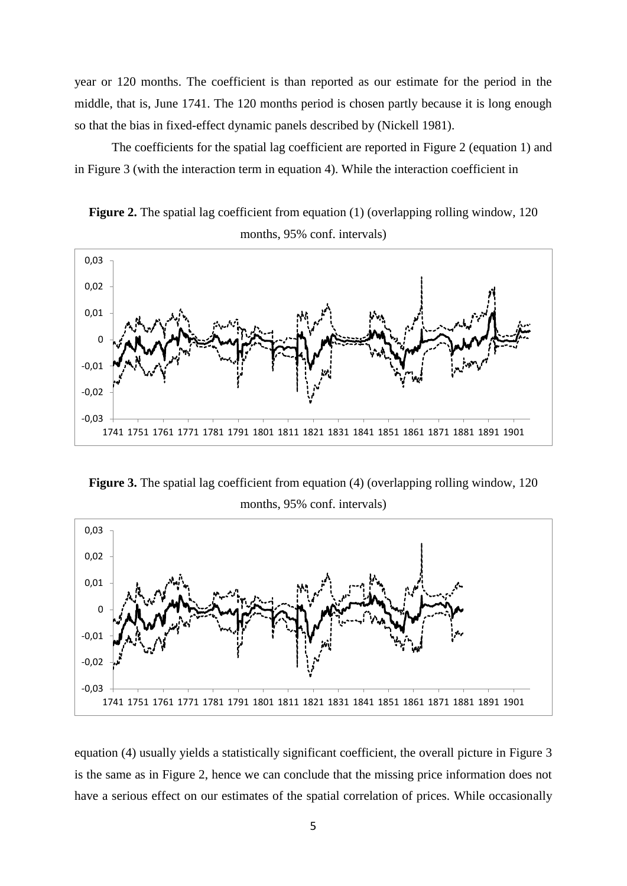year or 120 months. The coefficient is than reported as our estimate for the period in the middle, that is, June 1741. The 120 months period is chosen partly because it is long enough so that the bias in fixed-effect dynamic panels described by (Nickell 1981).

The coefficients for the spatial lag coefficient are reported in Figure 2 (equation 1) and in Figure 3 (with the interaction term in equation 4). While the interaction coefficient in

**Figure 2.** The spatial lag coefficient from equation (1) (overlapping rolling window, 120 months, 95% conf. intervals)

**Figure 3.** The spatial lag coefficient from equation (4) (overlapping rolling window, 120 months, 95% conf. intervals)

equation (4) usually yields a statistically significant coefficient, the overall picture in Figure 3 is the same as in Figure 2, hence we can conclude that the missing price information does not have a serious effect on our estimates of the spatial correlation of prices. While occasionally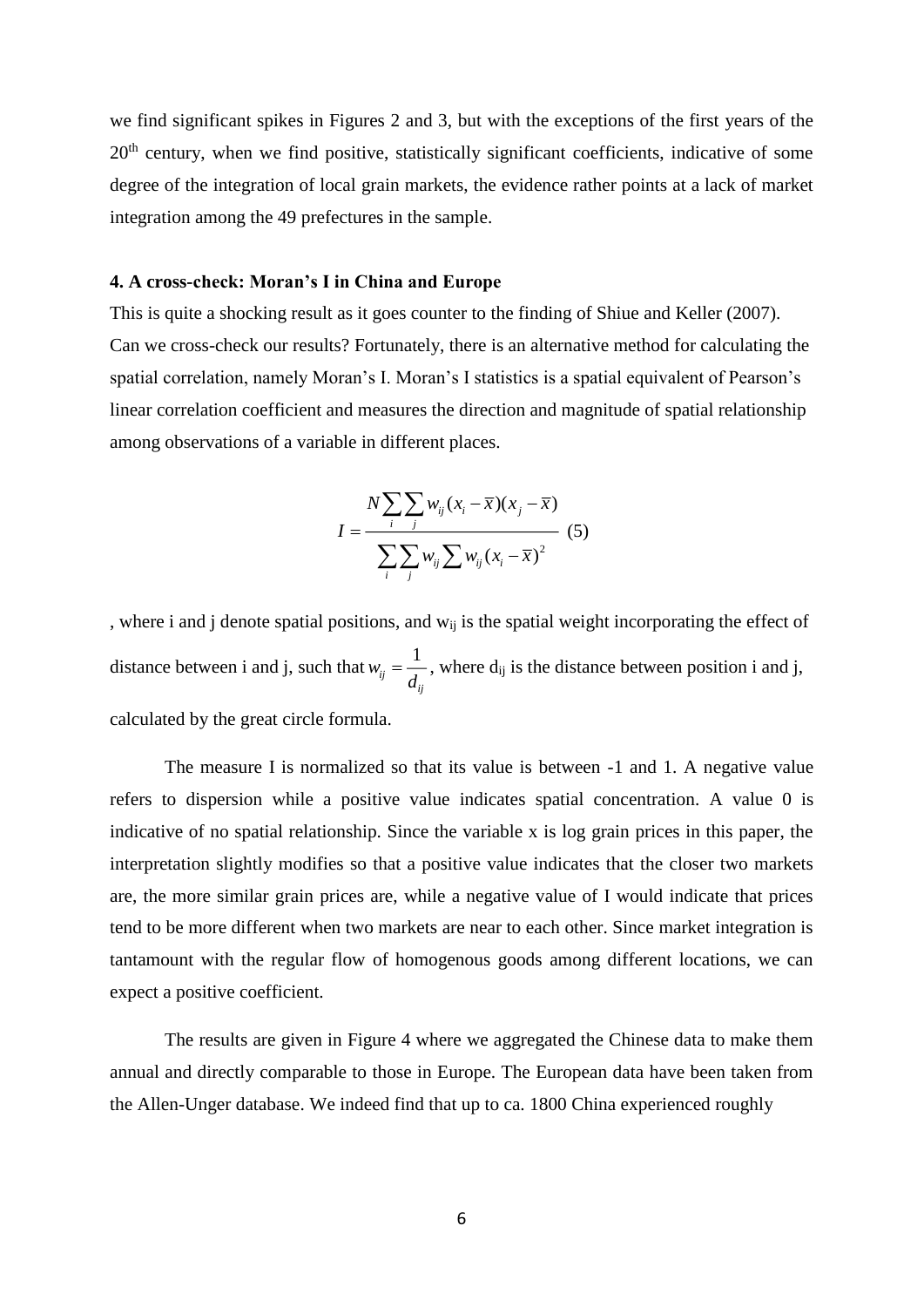we find significant spikes in Figures 2 and 3, but with the exceptions of the first years of the 20th century, when we find positive, statistically significant coefficients, indicative of some degree of the integration of local grain markets, the evidence rather points at a lack of market integration among the 49 prefectures in the sample.

### 4. A cross-check: Moran's I in China and Europe

This is quite a shocking result as it goes counter to the finding of Shiue and Keller (2007). Can we cross-check our results? Fortunately, there is an alternative method for calculating the spatial correlation, namely Moran's I. Moran's I statistics is a spatial equivalent of Pearson's linear correlation coefficient and measures the direction and magnitude of spatial relationship among observations of a variable in different places.

$$I = \frac{N \sum_i \sum_j w_{ij}(x_i - \bar{x})(x_j - \bar{x})}{\sum_i \sum_j w_{ij} \sum w_{ij}(x_i - \bar{x})^2} \quad (5)$$

, where i and j denote spatial positions, and $w_{ij}$ is the spatial weight incorporating the effect of distance between i and j, such that $w_{ij} = \frac{1}{d_{ij}}$, where $d_{ij}$ is the distance between position i and j, calculated by the great circle formula.

The measure I is normalized so that its value is between -1 and 1. A negative value refers to dispersion while a positive value indicates spatial concentration. A value 0 is indicative of no spatial relationship. Since the variable x is log grain prices in this paper, the interpretation slightly modifies so that a positive value indicates that the closer two markets are, the more similar grain prices are, while a negative value of I would indicate that prices tend to be more different when two markets are near to each other. Since market integration is tantamount with the regular flow of homogenous goods among different locations, we can expect a positive coefficient.

The results are given in Figure 4 where we aggregated the Chinese data to make them annual and directly comparable to those in Europe. The European data have been taken from the Allen-Unger database. We indeed find that up to ca. 1800 China experienced roughly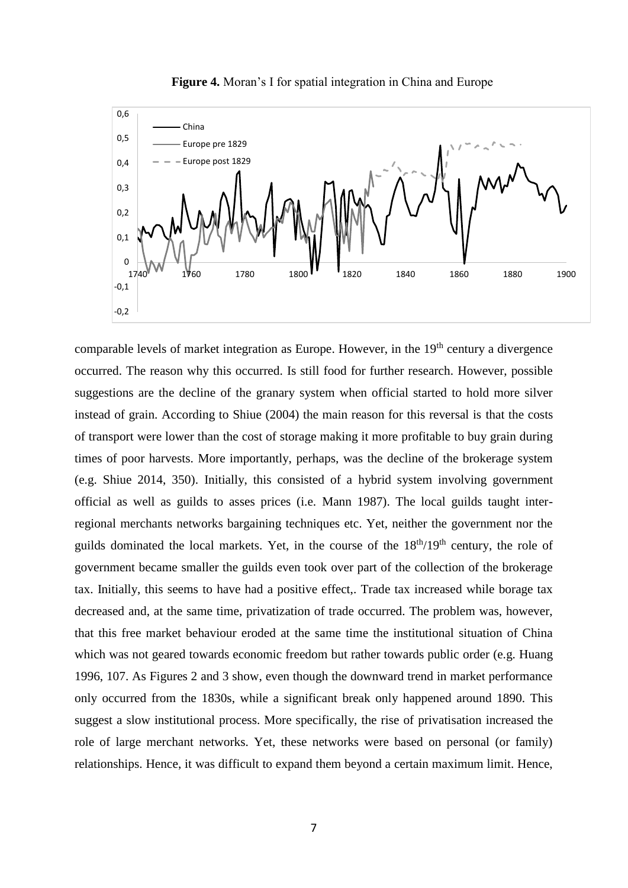**Figure 4.** Moran's I for spatial integration in China and Europe

comparable levels of market integration as Europe. However, in the 19th century a divergence occurred. The reason why this occurred. Is still food for further research. However, possible suggestions are the decline of the granary system when official started to hold more silver instead of grain. According to Shiue (2004) the main reason for this reversal is that the costs of transport were lower than the cost of storage making it more profitable to buy grain during times of poor harvests. More importantly, perhaps, was the decline of the brokerage system (e.g. Shiue 2014, 350). Initially, this consisted of a hybrid system involving government official as well as guilds to asses prices (i.e. Mann 1987). The local guilds taught inter-regional merchants networks bargaining techniques etc. Yet, neither the government nor the guilds dominated the local markets. Yet, in the course of the 18th/19th century, the role of government became smaller the guilds even took over part of the collection of the brokerage tax. Initially, this seems to have had a positive effect,. Trade tax increased while borage tax decreased and, at the same time, privatization of trade occurred. The problem was, however, that this free market behaviour eroded at the same time the institutional situation of China which was not geared towards economic freedom but rather towards public order (e.g. Huang 1996, 107. As Figures 2 and 3 show, even though the downward trend in market performance only occurred from the 1830s, while a significant break only happened around 1890. This suggest a slow institutional process. More specifically, the rise of privatisation increased the role of large merchant networks. Yet, these networks were based on personal (or family) relationships. Hence, it was difficult to expand them beyond a certain maximum limit. Hence,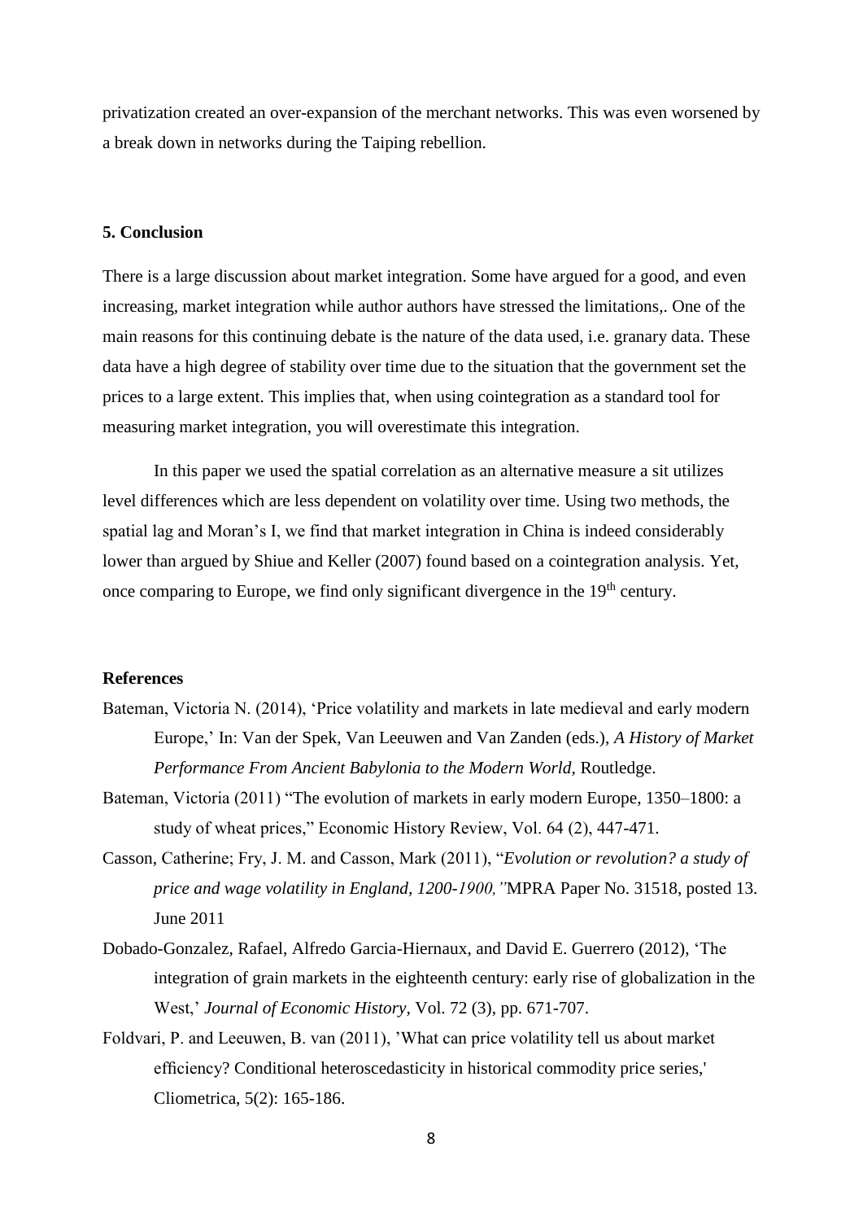privatization created an over-expansion of the merchant networks. This was even worsened by a break down in networks during the Taiping rebellion.

## 5. Conclusion

There is a large discussion about market integration. Some have argued for a good, and even increasing, market integration while author authors have stressed the limitations,. One of the main reasons for this continuing debate is the nature of the data used, i.e. granary data. These data have a high degree of stability over time due to the situation that the government set the prices to a large extent. This implies that, when using cointegration as a standard tool for measuring market integration, you will overestimate this integration.

In this paper we used the spatial correlation as an alternative measure a sit utilizes level differences which are less dependent on volatility over time. Using two methods, the spatial lag and Moran's I, we find that market integration in China is indeed considerably lower than argued by Shiue and Keller (2007) found based on a cointegration analysis. Yet, once comparing to Europe, we find only significant divergence in the 19th century.

## References

Bateman, Victoria N. (2014), 'Price volatility and markets in late medieval and early modern Europe,' In: Van der Spek, Van Leeuwen and Van Zanden (eds.), *A History of Market Performance From Ancient Babylonia to the Modern World,* Routledge.

Bateman, Victoria (2011) "The evolution of markets in early modern Europe, 1350–1800: a study of wheat prices," Economic History Review, Vol. 64 (2), 447-471.

Casson, Catherine; Fry, J. M. and Casson, Mark (2011), "*Evolution or revolution? a study of price and wage volatility in England, 1200-1900,"* MPRA Paper No. 31518, posted 13. June 2011

Dobado-Gonzalez, Rafael, Alfredo Garcia-Hiernaux, and David E. Guerrero (2012), 'The integration of grain markets in the eighteenth century: early rise of globalization in the West,' *Journal of Economic History*, Vol. 72 (3), pp. 671-707.

Foldvari, P. and Leeuwen, B. van (2011), 'What can price volatility tell us about market efficiency? Conditional heteroscedasticity in historical commodity price series,' Cliometrica, 5(2): 165-186.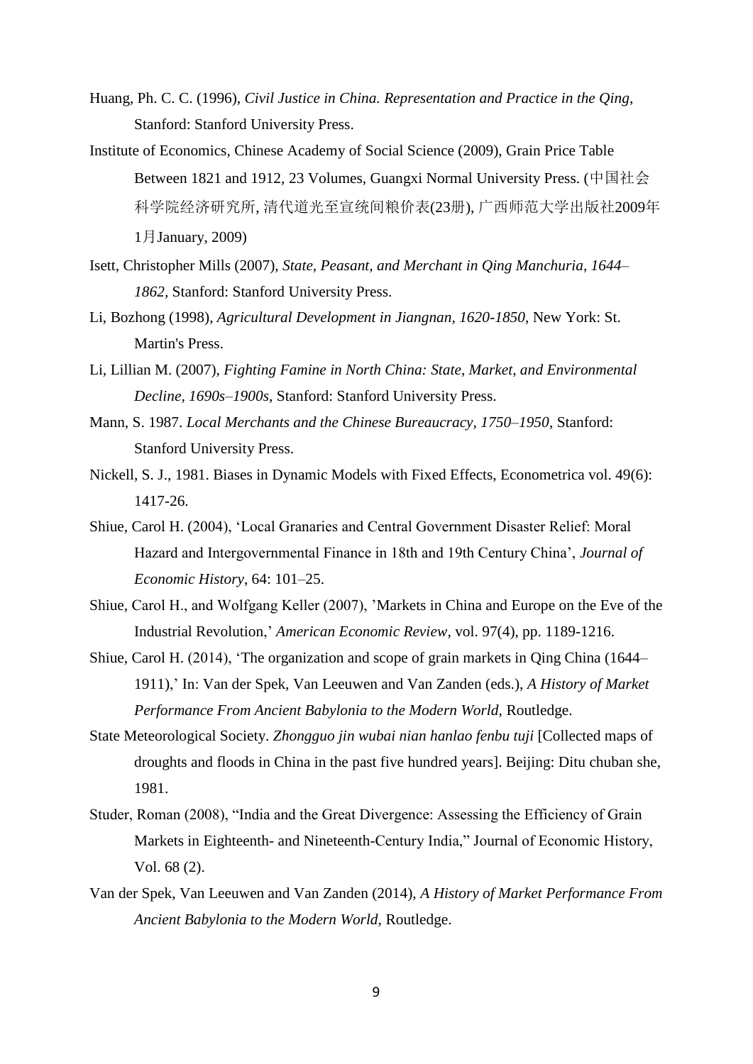Huang, Ph. C. C. (1996), *Civil Justice in China. Representation and Practice in the Qing*, Stanford: Stanford University Press.

Institute of Economics, Chinese Academy of Social Science (2009), Grain Price Table Between 1821 and 1912, 23 Volumes, Guangxi Normal University Press. (中国社会科学院经济研究所, 清代道光至宣统间粮价表(23册), 广西师范大学出版社2009年1月January, 2009)

Isett, Christopher Mills (2007), *State, Peasant, and Merchant in Qing Manchuria, 1644–1862*, Stanford: Stanford University Press.

Li, Bozhong (1998), *Agricultural Development in Jiangnan, 1620-1850*, New York: St. Martin's Press.

Li, Lillian M. (2007), *Fighting Famine in North China: State, Market, and Environmental Decline, 1690s–1900s*, Stanford: Stanford University Press.

Mann, S. 1987. *Local Merchants and the Chinese Bureaucracy, 1750–1950*, Stanford: Stanford University Press.

Nickell, S. J., 1981. Biases in Dynamic Models with Fixed Effects, Econometrica vol. 49(6): 1417-26.

Shiue, Carol H. (2004), 'Local Granaries and Central Government Disaster Relief: Moral Hazard and Intergovernmental Finance in 18th and 19th Century China', *Journal of Economic History*, 64: 101–25.

Shiue, Carol H., and Wolfgang Keller (2007), 'Markets in China and Europe on the Eve of the Industrial Revolution,' *American Economic Review*, vol. 97(4), pp. 1189-1216.

Shiue, Carol H. (2014), 'The organization and scope of grain markets in Qing China (1644–1911),' In: Van der Spek, Van Leeuwen and Van Zanden (eds.), *A History of Market Performance From Ancient Babylonia to the Modern World*, Routledge.

State Meteorological Society. *Zhongguo jin wubai nian hanlao fenbu tuji* [Collected maps of droughts and floods in China in the past five hundred years]. Beijing: Ditu chuban she, 1981.

Studer, Roman (2008), "India and the Great Divergence: Assessing the Efficiency of Grain Markets in Eighteenth- and Nineteenth-Century India," Journal of Economic History, Vol. 68 (2).

Van der Spek, Van Leeuwen and Van Zanden (2014), *A History of Market Performance From Ancient Babylonia to the Modern World*, Routledge.